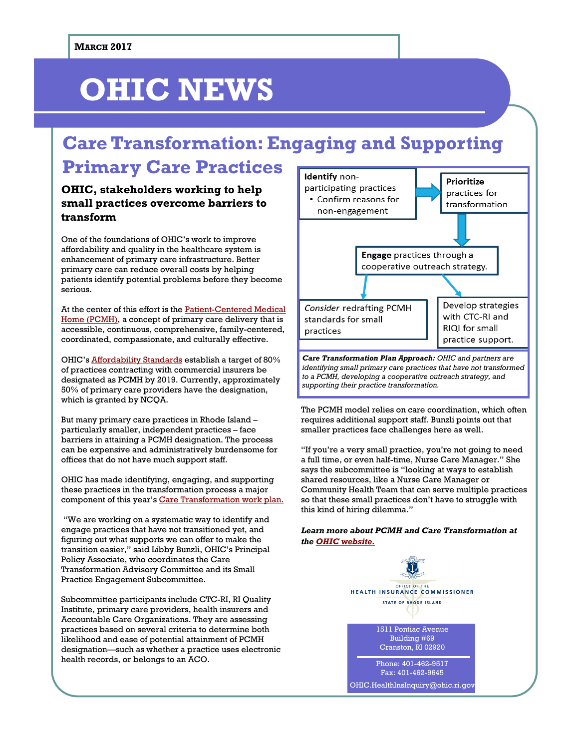March 2017

# OHIC NEWS

## Care Transformation: Engaging and Supporting Primary Care Practices

### OHIC, stakeholders working to help small practices overcome barriers to transform

One of the foundations of OHIC's work to improve affordability and quality in the healthcare system is enhancement of primary care infrastructure. Better primary care can reduce overall costs by helping patients identify potential problems before they become serious.

At the center of this effort is the Patient-Centered Medical Home (PCMH), a concept of primary care delivery that is accessible, continuous, comprehensive, family-centered, coordinated, compassionate, and culturally effective.

OHIC's Affordability Standards establish a target of 80% of practices contracting with commercial insurers be designated as PCMH by 2019. Currently, approximately 50% of primary care providers have the designation, which is granted by NCQA.

But many primary care practices in Rhode Island – particularly smaller, independent practices – face barriers in attaining a PCMH designation. The process can be expensive and administratively burdensome for offices that do not have much support staff.

OHIC has made identifying, engaging, and supporting these practices in the transformation process a major component of this year's Care Transformation work plan.

"We are working on a systematic way to identify and engage practices that have not transitioned yet, and figuring out what supports we can offer to make the transition easier," said Libby Bunzli, OHIC's Principal Policy Associate, who coordinates the Care Transformation Advisory Committee and its Small Practice Engagement Subcommittee.

Subcommittee participants include CTC-RI, RI Quality Institute, primary care providers, health insurers and Accountable Care Organizations. They are assessing practices based on several criteria to determine both likelihood and ease of potential attainment of PCMH designation—such as whether a practice uses electronic health records, or belongs to an ACO.

**Identify** non-participating practices
- Confirm reasons for non-engagement

**Prioritize** practices for transformation

**Engage** practices through a cooperative outreach strategy.

*Consider* redrafting PCMH standards for small practices

Develop strategies with CTC-RI and RIQI for small practice support.

***Care Transformation Plan Approach:*** *OHIC and partners are identifying small primary care practices that have not transformed to a PCMH, developing a cooperative outreach strategy, and supporting their practice transformation.*

The PCMH model relies on care coordination, which often requires additional support staff. Bunzli points out that smaller practices face challenges here as well.

"If you're a very small practice, you're not going to need a full time, or even half-time, Nurse Care Manager." She says the subcommittee is "looking at ways to establish shared resources, like a Nurse Care Manager or Community Health Team that can serve multiple practices so that these small practices don't have to struggle with this kind of hiring dilemma."

***Learn more about PCMH and Care Transformation at the OHIC website.***

Office of the Health Insurance Commissioner
State of Rhode Island

1511 Pontiac Avenue
Building #69
Cranston, RI 02920

Phone: 401-462-9517
Fax: 401-462-9645
OHIC.HealthInsInquiry@ohic.ri.gov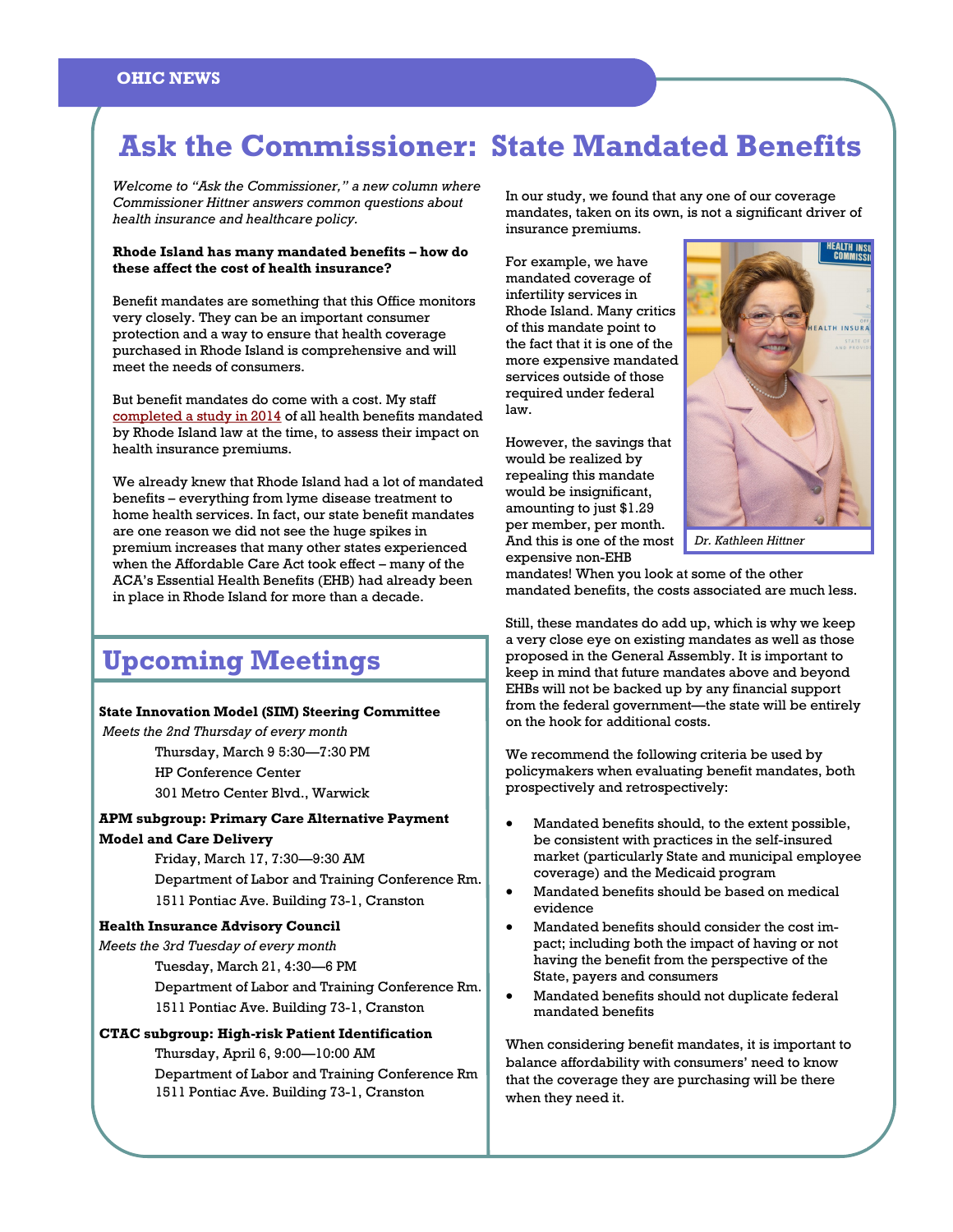OHIC NEWS

# Ask the Commissioner: State Mandated Benefits

*Welcome to "Ask the Commissioner," a new column where Commissioner Hittner answers common questions about health insurance and healthcare policy.*

**Rhode Island has many mandated benefits – how do these affect the cost of health insurance?**

Benefit mandates are something that this Office monitors very closely. They can be an important consumer protection and a way to ensure that health coverage purchased in Rhode Island is comprehensive and will meet the needs of consumers.

But benefit mandates do come with a cost. My staff completed a study in 2014 of all health benefits mandated by Rhode Island law at the time, to assess their impact on health insurance premiums.

We already knew that Rhode Island had a lot of mandated benefits – everything from lyme disease treatment to home health services. In fact, our state benefit mandates are one reason we did not see the huge spikes in premium increases that many other states experienced when the Affordable Care Act took effect – many of the ACA's Essential Health Benefits (EHB) had already been in place in Rhode Island for more than a decade.

In our study, we found that any one of our coverage mandates, taken on its own, is not a significant driver of insurance premiums.

For example, we have mandated coverage of infertility services in Rhode Island. Many critics of this mandate point to the fact that it is one of the more expensive mandated services outside of those required under federal law.

However, the savings that would be realized by repealing this mandate would be insignificant, amounting to just $1.29 per member, per month. And this is one of the most expensive non-EHB mandates! When you look at some of the other mandated benefits, the costs associated are much less.

*Dr. Kathleen Hittner*

Still, these mandates do add up, which is why we keep a very close eye on existing mandates as well as those proposed in the General Assembly. It is important to keep in mind that future mandates above and beyond EHBs will not be backed up by any financial support from the federal government—the state will be entirely on the hook for additional costs.

We recommend the following criteria be used by policymakers when evaluating benefit mandates, both prospectively and retrospectively:

- Mandated benefits should, to the extent possible, be consistent with practices in the self-insured market (particularly State and municipal employee coverage) and the Medicaid program
- Mandated benefits should be based on medical evidence
- Mandated benefits should consider the cost impact; including both the impact of having or not having the benefit from the perspective of the State, payers and consumers
- Mandated benefits should not duplicate federal mandated benefits

When considering benefit mandates, it is important to balance affordability with consumers' need to know that the coverage they are purchasing will be there when they need it.

## Upcoming Meetings

**State Innovation Model (SIM) Steering Committee**
*Meets the 2nd Thursday of every month*
Thursday, March 9 5:30—7:30 PM
HP Conference Center
301 Metro Center Blvd., Warwick

**APM subgroup: Primary Care Alternative Payment Model and Care Delivery**
Friday, March 17, 7:30—9:30 AM
Department of Labor and Training Conference Rm.
1511 Pontiac Ave. Building 73-1, Cranston

**Health Insurance Advisory Council**
*Meets the 3rd Tuesday of every month*
Tuesday, March 21, 4:30—6 PM
Department of Labor and Training Conference Rm.
1511 Pontiac Ave. Building 73-1, Cranston

**CTAC subgroup: High-risk Patient Identification**
Thursday, April 6, 9:00—10:00 AM
Department of Labor and Training Conference Rm
1511 Pontiac Ave. Building 73-1, Cranston